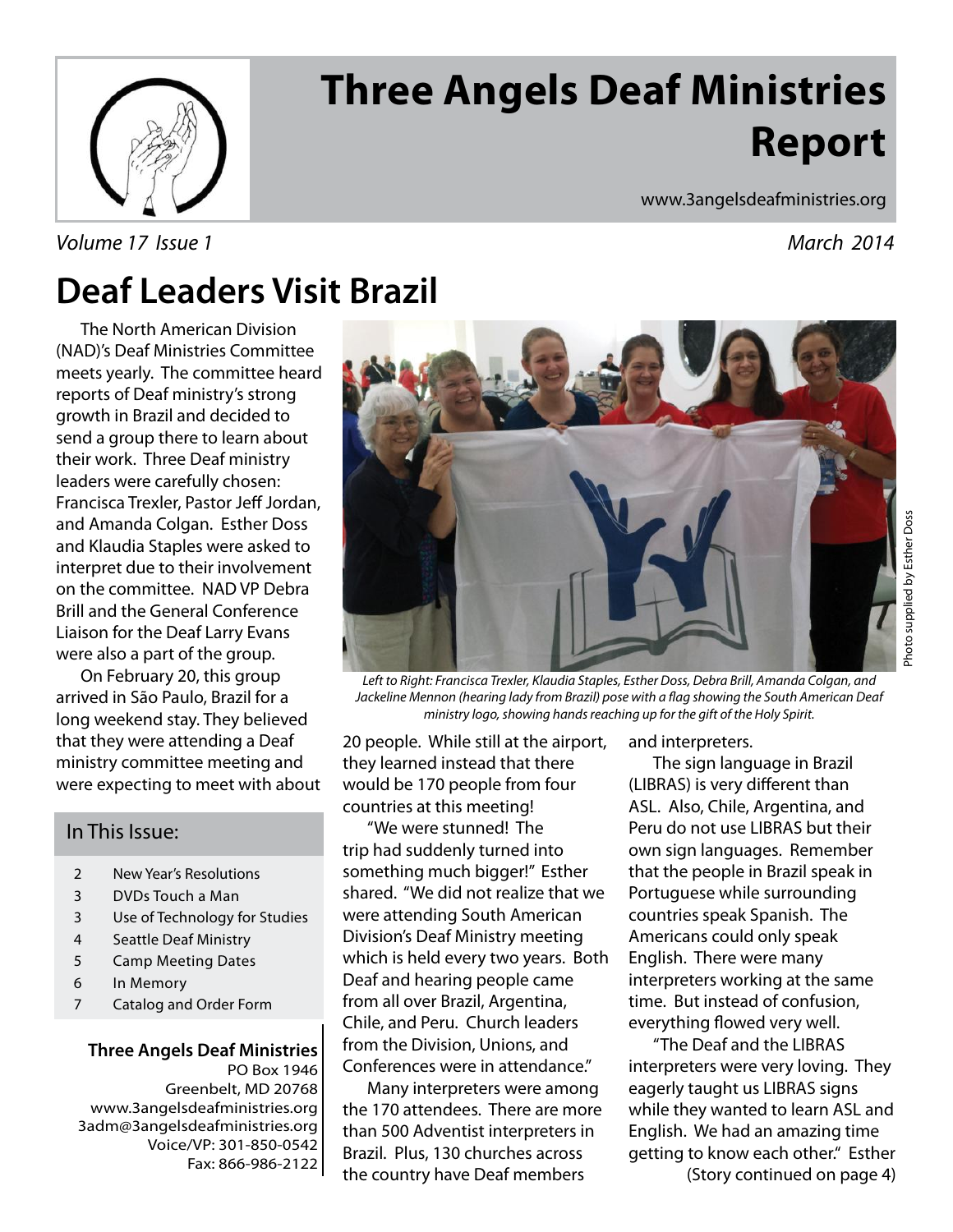# Three Angels Deaf Ministries Report

www.3angelsdeafministries.org

*Volume 17 Issue 1* *March 2014*

## Deaf Leaders Visit Brazil

The North American Division (NAD)'s Deaf Ministries Committee meets yearly. The committee heard reports of Deaf ministry's strong growth in Brazil and decided to send a group there to learn about their work. Three Deaf ministry leaders were carefully chosen: Francisca Trexler, Pastor Jeff Jordan, and Amanda Colgan. Esther Doss and Klaudia Staples were asked to interpret due to their involvement on the committee. NAD VP Debra Brill and the General Conference Liaison for the Deaf Larry Evans were also a part of the group.

On February 20, this group arrived in São Paulo, Brazil for a long weekend stay. They believed that they were attending a Deaf ministry committee meeting and were expecting to meet with about 20 people. While still at the airport, they learned instead that there would be 170 people from four countries at this meeting!

*Left to Right: Francisca Trexler, Klaudia Staples, Esther Doss, Debra Brill, Amanda Colgan, and Jackeline Mennon (hearing lady from Brazil) pose with a flag showing the South American Deaf ministry logo, showing hands reaching up for the gift of the Holy Spirit.*

Photo supplied by Esther Doss

"We were stunned! The trip had suddenly turned into something much bigger!" Esther shared. "We did not realize that we were attending South American Division's Deaf Ministry meeting which is held every two years. Both Deaf and hearing people came from all over Brazil, Argentina, Chile, and Peru. Church leaders from the Division, Unions, and Conferences were in attendance."

Many interpreters were among the 170 attendees. There are more than 500 Adventist interpreters in Brazil. Plus, 130 churches across the country have Deaf members and interpreters.

The sign language in Brazil (LIBRAS) is very different than ASL. Also, Chile, Argentina, and Peru do not use LIBRAS but their own sign languages. Remember that the people in Brazil speak in Portuguese while surrounding countries speak Spanish. The Americans could only speak English. There were many interpreters working at the same time. But instead of confusion, everything flowed very well.

"The Deaf and the LIBRAS interpreters were very loving. They eagerly taught us LIBRAS signs while they wanted to learn ASL and English. We had an amazing time getting to know each other." Esther

(Story continued on page 4)

### In This Issue:

| | |
|---|---|
| 2 | New Year's Resolutions |
| 3 | DVDs Touch a Man |
| 3 | Use of Technology for Studies |
| 4 | Seattle Deaf Ministry |
| 5 | Camp Meeting Dates |
| 6 | In Memory |
| 7 | Catalog and Order Form |

**Three Angels Deaf Ministries**
PO Box 1946
Greenbelt, MD 20768
www.3angelsdeafministries.org
3adm@3angelsdeafministries.org
Voice/VP: 301-850-0542
Fax: 866-986-2122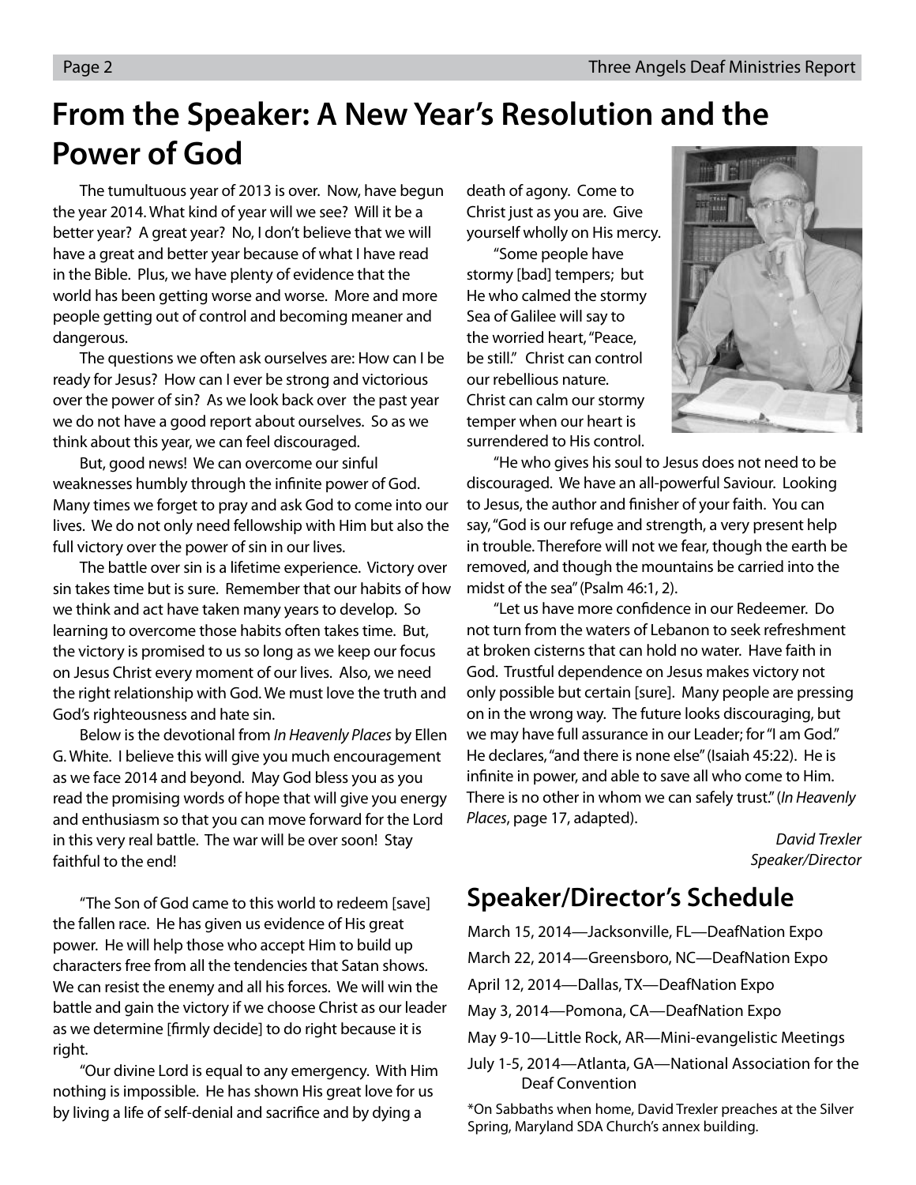# From the Speaker: A New Year's Resolution and the Power of God

The tumultuous year of 2013 is over. Now, have begun the year 2014. What kind of year will we see? Will it be a better year? A great year? No, I don't believe that we will have a great and better year because of what I have read in the Bible. Plus, we have plenty of evidence that the world has been getting worse and worse. More and more people getting out of control and becoming meaner and dangerous.

The questions we often ask ourselves are: How can I be ready for Jesus? How can I ever be strong and victorious over the power of sin? As we look back over the past year we do not have a good report about ourselves. So as we think about this year, we can feel discouraged.

But, good news! We can overcome our sinful weaknesses humbly through the infinite power of God. Many times we forget to pray and ask God to come into our lives. We do not only need fellowship with Him but also the full victory over the power of sin in our lives.

The battle over sin is a lifetime experience. Victory over sin takes time but is sure. Remember that our habits of how we think and act have taken many years to develop. So learning to overcome those habits often takes time. But, the victory is promised to us so long as we keep our focus on Jesus Christ every moment of our lives. Also, we need the right relationship with God. We must love the truth and God's righteousness and hate sin.

Below is the devotional from *In Heavenly Places* by Ellen G. White. I believe this will give you much encouragement as we face 2014 and beyond. May God bless you as you read the promising words of hope that will give you energy and enthusiasm so that you can move forward for the Lord in this very real battle. The war will be over soon! Stay faithful to the end!

"The Son of God came to this world to redeem [save] the fallen race. He has given us evidence of His great power. He will help those who accept Him to build up characters free from all the tendencies that Satan shows. We can resist the enemy and all his forces. We will win the battle and gain the victory if we choose Christ as our leader as we determine [firmly decide] to do right because it is right.

"Our divine Lord is equal to any emergency. With Him nothing is impossible. He has shown His great love for us by living a life of self-denial and sacrifice and by dying a death of agony. Come to Christ just as you are. Give yourself wholly on His mercy.

"Some people have stormy [bad] tempers; but He who calmed the stormy Sea of Galilee will say to the worried heart, "Peace, be still." Christ can control our rebellious nature. Christ can calm our stormy temper when our heart is surrendered to His control.

"He who gives his soul to Jesus does not need to be discouraged. We have an all-powerful Saviour. Looking to Jesus, the author and finisher of your faith. You can say, "God is our refuge and strength, a very present help in trouble. Therefore will not we fear, though the earth be removed, and though the mountains be carried into the midst of the sea" (Psalm 46:1, 2).

"Let us have more confidence in our Redeemer. Do not turn from the waters of Lebanon to seek refreshment at broken cisterns that can hold no water. Have faith in God. Trustful dependence on Jesus makes victory not only possible but certain [sure]. Many people are pressing on in the wrong way. The future looks discouraging, but we may have full assurance in our Leader; for "I am God." He declares, "and there is none else" (Isaiah 45:22). He is infinite in power, and able to save all who come to Him. There is no other in whom we can safely trust." (*In Heavenly Places*, page 17, adapted).

*David Trexler*
*Speaker/Director*

## Speaker/Director's Schedule

March 15, 2014—Jacksonville, FL—DeafNation Expo

March 22, 2014—Greensboro, NC—DeafNation Expo

April 12, 2014—Dallas, TX—DeafNation Expo

May 3, 2014—Pomona, CA—DeafNation Expo

May 9-10—Little Rock, AR—Mini-evangelistic Meetings

July 1-5, 2014—Atlanta, GA—National Association for the Deaf Convention

*On Sabbaths when home, David Trexler preaches at the Silver Spring, Maryland SDA Church's annex building.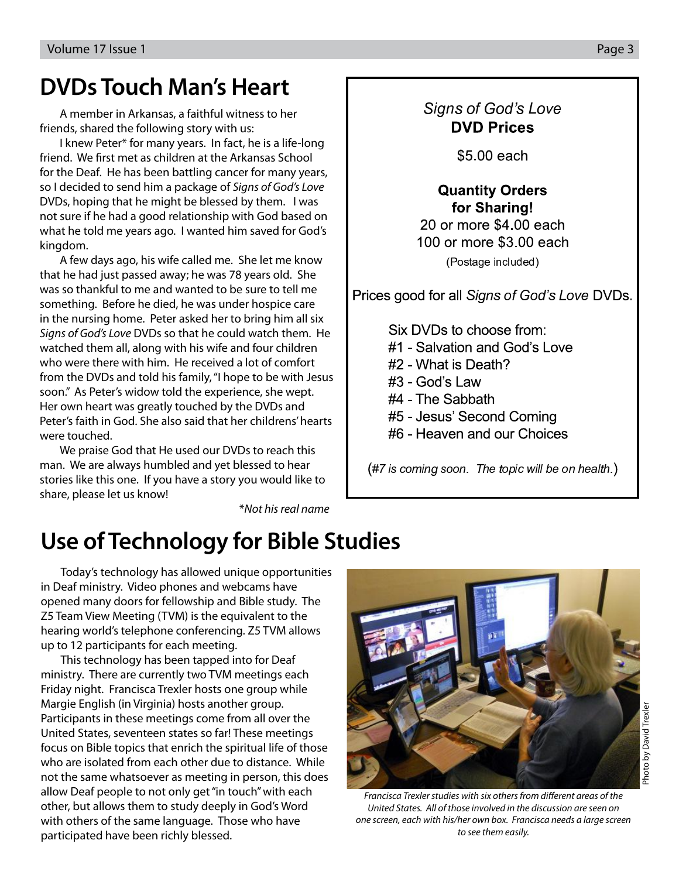# DVDs Touch Man's Heart

A member in Arkansas, a faithful witness to her friends, shared the following story with us:

I knew Peter* for many years. In fact, he is a life-long friend. We first met as children at the Arkansas School for the Deaf. He has been battling cancer for many years, so I decided to send him a package of *Signs of God's Love* DVDs, hoping that he might be blessed by them. I was not sure if he had a good relationship with God based on what he told me years ago. I wanted him saved for God's kingdom.

A few days ago, his wife called me. She let me know that he had just passed away; he was 78 years old. She was so thankful to me and wanted to be sure to tell me something. Before he died, he was under hospice care in the nursing home. Peter asked her to bring him all six *Signs of God's Love* DVDs so that he could watch them. He watched them all, along with his wife and four children who were there with him. He received a lot of comfort from the DVDs and told his family, "I hope to be with Jesus soon." As Peter's widow told the experience, she wept. Her own heart was greatly touched by the DVDs and Peter's faith in God. She also said that her childrens' hearts were touched.

We praise God that He used our DVDs to reach this man. We are always humbled and yet blessed to hear stories like this one. If you have a story you would like to share, please let us know!

*\*Not his real name*

*Signs of God's Love*
**DVD Prices**

$5.00 each

**Quantity Orders for Sharing!**
20 or more $4.00 each
100 or more $3.00 each
(Postage included)

Prices good for all *Signs of God's Love* DVDs.

Six DVDs to choose from:
#1 - Salvation and God's Love
#2 - What is Death?
#3 - God's Law
#4 - The Sabbath
#5 - Jesus' Second Coming
#6 - Heaven and our Choices

(*#7 is coming soon. The topic will be on health.*)

# Use of Technology for Bible Studies

Today's technology has allowed unique opportunities in Deaf ministry. Video phones and webcams have opened many doors for fellowship and Bible study. The Z5 Team View Meeting (TVM) is the equivalent to the hearing world's telephone conferencing. Z5 TVM allows up to 12 participants for each meeting.

This technology has been tapped into for Deaf ministry. There are currently two TVM meetings each Friday night. Francisca Trexler hosts one group while Margie English (in Virginia) hosts another group. Participants in these meetings come from all over the United States, seventeen states so far! These meetings focus on Bible topics that enrich the spiritual life of those who are isolated from each other due to distance. While not the same whatsoever as meeting in person, this does allow Deaf people to not only get "in touch" with each other, but allows them to study deeply in God's Word with others of the same language. Those who have participated have been richly blessed.

Photo by David Trexler

*Francisca Trexler studies with six others from different areas of the United States. All of those involved in the discussion are seen on one screen, each with his/her own box. Francisca needs a large screen to see them easily.*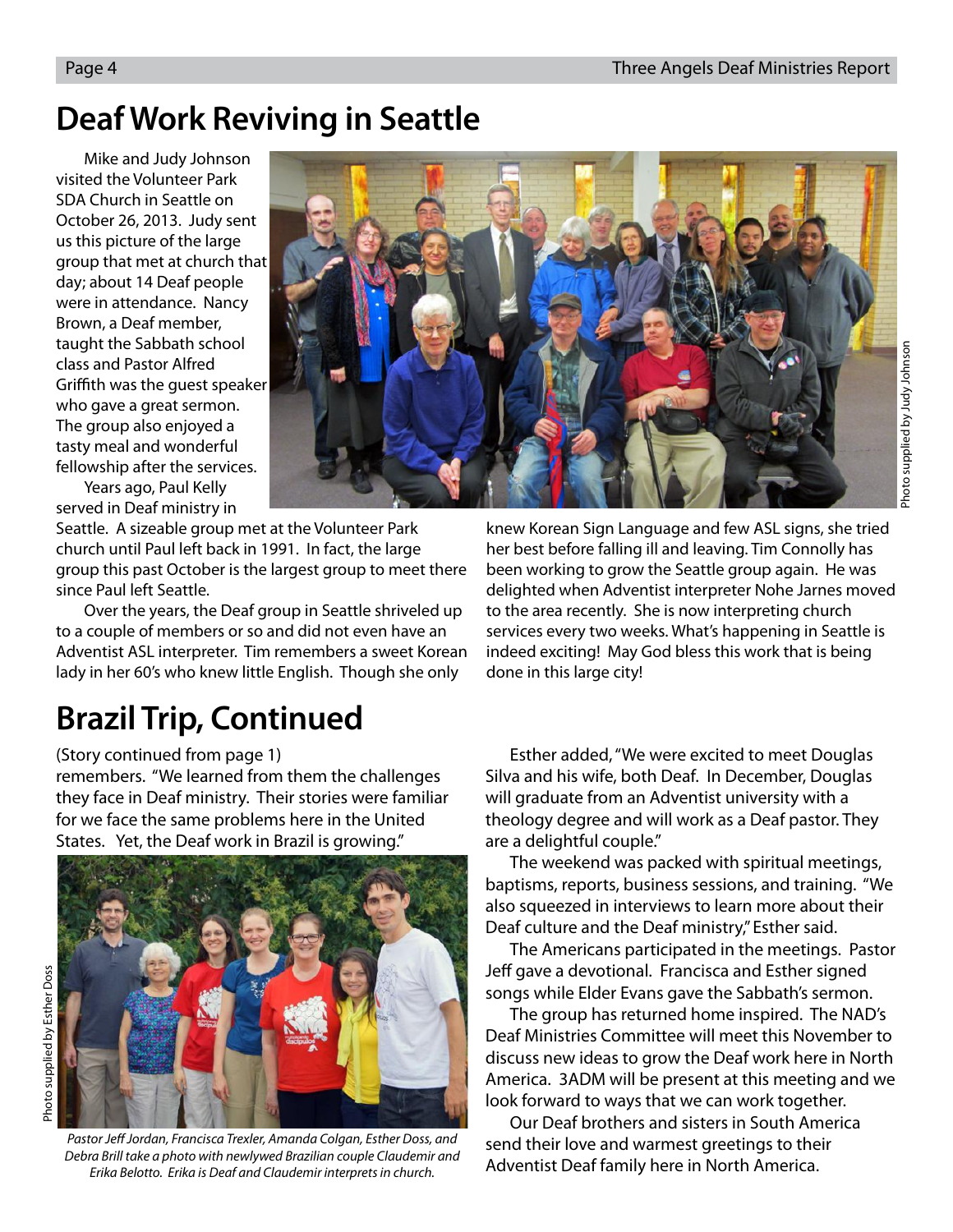# Deaf Work Reviving in Seattle

Mike and Judy Johnson visited the Volunteer Park SDA Church in Seattle on October 26, 2013. Judy sent us this picture of the large group that met at church that day; about 14 Deaf people were in attendance. Nancy Brown, a Deaf member, taught the Sabbath school class and Pastor Alfred Griffith was the guest speaker who gave a great sermon. The group also enjoyed a tasty meal and wonderful fellowship after the services.

Photo supplied by Judy Johnson

Years ago, Paul Kelly served in Deaf ministry in Seattle. A sizeable group met at the Volunteer Park church until Paul left back in 1991. In fact, the large group this past October is the largest group to meet there since Paul left Seattle.

Over the years, the Deaf group in Seattle shriveled up to a couple of members or so and did not even have an Adventist ASL interpreter. Tim remembers a sweet Korean lady in her 60's who knew little English. Though she only knew Korean Sign Language and few ASL signs, she tried her best before falling ill and leaving. Tim Connolly has been working to grow the Seattle group again. He was delighted when Adventist interpreter Nohe Jarnes moved to the area recently. She is now interpreting church services every two weeks. What's happening in Seattle is indeed exciting! May God bless this work that is being done in this large city!

# Brazil Trip, Continued

(Story continued from page 1)

remembers. "We learned from them the challenges they face in Deaf ministry. Their stories were familiar for we face the same problems here in the United States. Yet, the Deaf work in Brazil is growing."

Photo supplied by Esther Doss

*Pastor Jeff Jordan, Francisca Trexler, Amanda Colgan, Esther Doss, and Debra Brill take a photo with newlywed Brazilian couple Claudemir and Erika Belotto. Erika is Deaf and Claudemir interprets in church.*

Esther added, "We were excited to meet Douglas Silva and his wife, both Deaf. In December, Douglas will graduate from an Adventist university with a theology degree and will work as a Deaf pastor. They are a delightful couple."

The weekend was packed with spiritual meetings, baptisms, reports, business sessions, and training. "We also squeezed in interviews to learn more about their Deaf culture and the Deaf ministry," Esther said.

The Americans participated in the meetings. Pastor Jeff gave a devotional. Francisca and Esther signed songs while Elder Evans gave the Sabbath's sermon.

The group has returned home inspired. The NAD's Deaf Ministries Committee will meet this November to discuss new ideas to grow the Deaf work here in North America. 3ADM will be present at this meeting and we look forward to ways that we can work together.

Our Deaf brothers and sisters in South America send their love and warmest greetings to their Adventist Deaf family here in North America.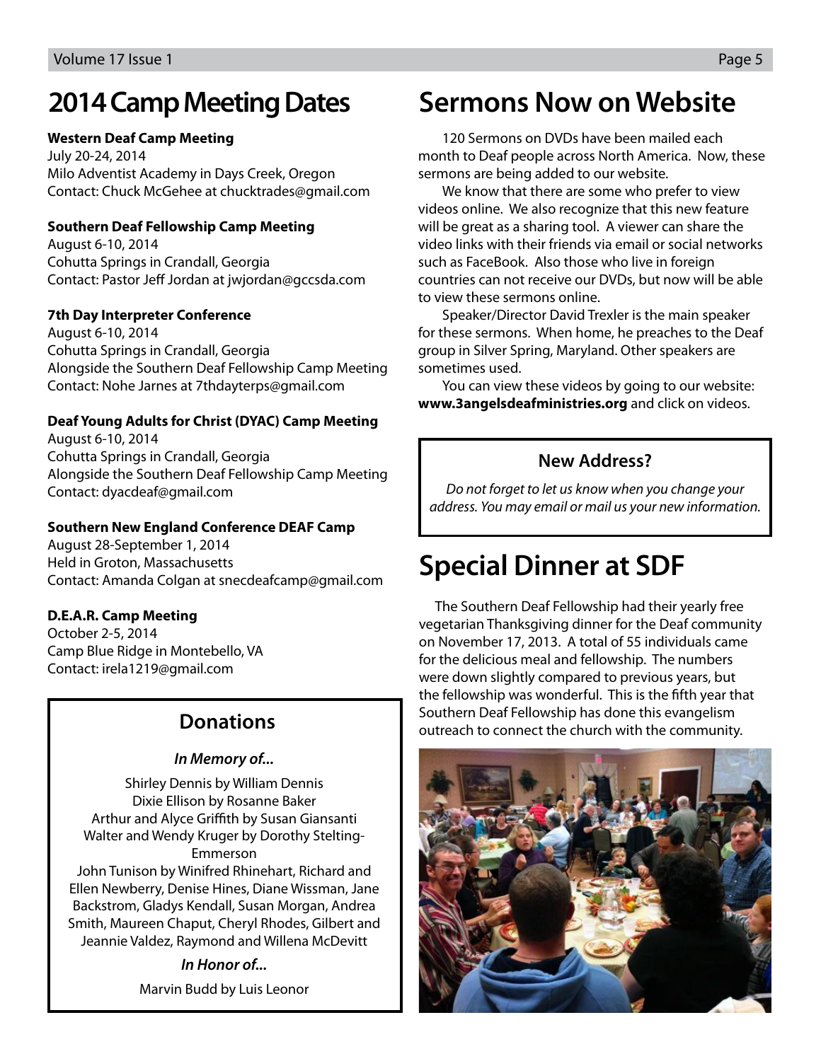# 2014 Camp Meeting Dates

**Western Deaf Camp Meeting**
July 20-24, 2014
Milo Adventist Academy in Days Creek, Oregon
Contact: Chuck McGehee at chucktrades@gmail.com

**Southern Deaf Fellowship Camp Meeting**
August 6-10, 2014
Cohutta Springs in Crandall, Georgia
Contact: Pastor Jeff Jordan at jwjordan@gccsda.com

**7th Day Interpreter Conference**
August 6-10, 2014
Cohutta Springs in Crandall, Georgia
Alongside the Southern Deaf Fellowship Camp Meeting
Contact: Nohe Jarnes at 7thdayterps@gmail.com

**Deaf Young Adults for Christ (DYAC) Camp Meeting**
August 6-10, 2014
Cohutta Springs in Crandall, Georgia
Alongside the Southern Deaf Fellowship Camp Meeting
Contact: dyacdeaf@gmail.com

**Southern New England Conference DEAF Camp**
August 28-September 1, 2014
Held in Groton, Massachusetts
Contact: Amanda Colgan at snecdeafcamp@gmail.com

**D.E.A.R. Camp Meeting**
October 2-5, 2014
Camp Blue Ridge in Montebello, VA
Contact: irela1219@gmail.com

## Donations

***In Memory of...***

Shirley Dennis by William Dennis
Dixie Ellison by Rosanne Baker
Arthur and Alyce Griffith by Susan Giansanti
Walter and Wendy Kruger by Dorothy Stelting-Emmerson
John Tunison by Winifred Rhinehart, Richard and Ellen Newberry, Denise Hines, Diane Wissman, Jane Backstrom, Gladys Kendall, Susan Morgan, Andrea Smith, Maureen Chaput, Cheryl Rhodes, Gilbert and Jeannie Valdez, Raymond and Willena McDevitt

***In Honor of...***

Marvin Budd by Luis Leonor

# Sermons Now on Website

120 Sermons on DVDs have been mailed each month to Deaf people across North America. Now, these sermons are being added to our website.

We know that there are some who prefer to view videos online. We also recognize that this new feature will be great as a sharing tool. A viewer can share the video links with their friends via email or social networks such as FaceBook. Also those who live in foreign countries can not receive our DVDs, but now will be able to view these sermons online.

Speaker/Director David Trexler is the main speaker for these sermons. When home, he preaches to the Deaf group in Silver Spring, Maryland. Other speakers are sometimes used.

You can view these videos by going to our website: **www.3angelsdeafministries.org** and click on videos.

## New Address?

*Do not forget to let us know when you change your address. You may email or mail us your new information.*

# Special Dinner at SDF

The Southern Deaf Fellowship had their yearly free vegetarian Thanksgiving dinner for the Deaf community on November 17, 2013. A total of 55 individuals came for the delicious meal and fellowship. The numbers were down slightly compared to previous years, but the fellowship was wonderful. This is the fifth year that Southern Deaf Fellowship has done this evangelism outreach to connect the church with the community.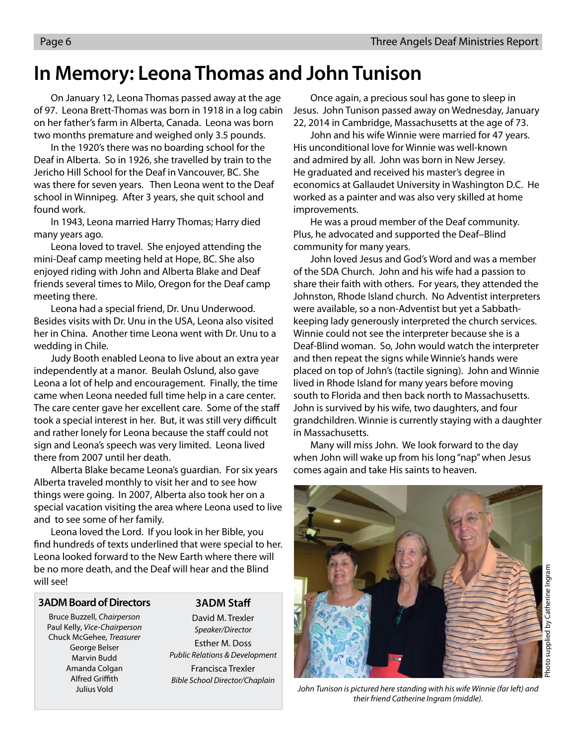# In Memory: Leona Thomas and John Tunison

On January 12, Leona Thomas passed away at the age of 97. Leona Brett-Thomas was born in 1918 in a log cabin on her father's farm in Alberta, Canada. Leona was born two months premature and weighed only 3.5 pounds.

In the 1920's there was no boarding school for the Deaf in Alberta. So in 1926, she travelled by train to the Jericho Hill School for the Deaf in Vancouver, BC. She was there for seven years. Then Leona went to the Deaf school in Winnipeg. After 3 years, she quit school and found work.

In 1943, Leona married Harry Thomas; Harry died many years ago.

Leona loved to travel. She enjoyed attending the mini-Deaf camp meeting held at Hope, BC. She also enjoyed riding with John and Alberta Blake and Deaf friends several times to Milo, Oregon for the Deaf camp meeting there.

Leona had a special friend, Dr. Unu Underwood. Besides visits with Dr. Unu in the USA, Leona also visited her in China. Another time Leona went with Dr. Unu to a wedding in Chile.

Judy Booth enabled Leona to live about an extra year independently at a manor. Beulah Oslund, also gave Leona a lot of help and encouragement. Finally, the time came when Leona needed full time help in a care center. The care center gave her excellent care. Some of the staff took a special interest in her. But, it was still very difficult and rather lonely for Leona because the staff could not sign and Leona's speech was very limited. Leona lived there from 2007 until her death.

Alberta Blake became Leona's guardian. For six years Alberta traveled monthly to visit her and to see how things were going. In 2007, Alberta also took her on a special vacation visiting the area where Leona used to live and to see some of her family.

Leona loved the Lord. If you look in her Bible, you find hundreds of texts underlined that were special to her. Leona looked forward to the New Earth where there will be no more death, and the Deaf will hear and the Blind will see!

Once again, a precious soul has gone to sleep in Jesus. John Tunison passed away on Wednesday, January 22, 2014 in Cambridge, Massachusetts at the age of 73.

John and his wife Winnie were married for 47 years. His unconditional love for Winnie was well-known and admired by all. John was born in New Jersey. He graduated and received his master's degree in economics at Gallaudet University in Washington D.C. He worked as a painter and was also very skilled at home improvements.

He was a proud member of the Deaf community. Plus, he advocated and supported the Deaf–Blind community for many years.

John loved Jesus and God's Word and was a member of the SDA Church. John and his wife had a passion to share their faith with others. For years, they attended the Johnston, Rhode Island church. No Adventist interpreters were available, so a non-Adventist but yet a Sabbath-keeping lady generously interpreted the church services. Winnie could not see the interpreter because she is a Deaf-Blind woman. So, John would watch the interpreter and then repeat the signs while Winnie's hands were placed on top of John's (tactile signing). John and Winnie lived in Rhode Island for many years before moving south to Florida and then back north to Massachusetts. John is survived by his wife, two daughters, and four grandchildren. Winnie is currently staying with a daughter in Massachusetts.

Many will miss John. We look forward to the day when John will wake up from his long "nap" when Jesus comes again and take His saints to heaven.

Photo supplied by Catherine Ingram

*John Tunison is pictured here standing with his wife Winnie (far left) and their friend Catherine Ingram (middle).*

**3ADM Board of Directors**

Bruce Buzzell, *Chairperson*
Paul Kelly, *Vice-Chairperson*
Chuck McGehee, *Treasurer*
George Belser
Marvin Budd
Amanda Colgan
Alfred Griffith
Julius Vold

**3ADM Staff**

David M. Trexler
*Speaker/Director*

Esther M. Doss
*Public Relations & Development*

Francisca Trexler
*Bible School Director/Chaplain*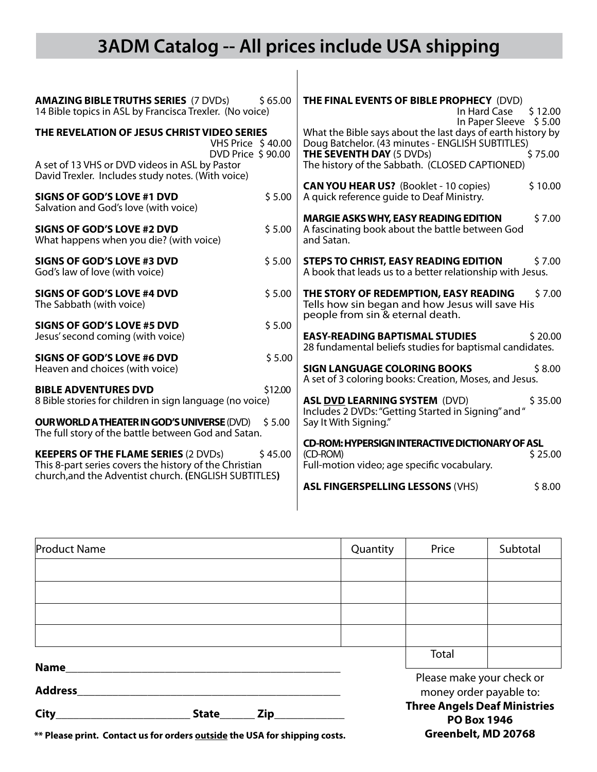# 3ADM Catalog -- All prices include USA shipping

**AMAZING BIBLE TRUTHS SERIES** (7 DVDs) $ 65.00
14 Bible topics in ASL by Francisca Trexler. (No voice)

**THE REVELATION OF JESUS CHRIST VIDEO SERIES**
VHS Price $ 40.00
DVD Price $ 90.00
A set of 13 VHS or DVD videos in ASL by Pastor David Trexler. Includes study notes. (With voice)

**SIGNS OF GOD'S LOVE #1 DVD** $ 5.00
Salvation and God's love (with voice)

**SIGNS OF GOD'S LOVE #2 DVD** $ 5.00
What happens when you die? (with voice)

**SIGNS OF GOD'S LOVE #3 DVD** $ 5.00
God's law of love (with voice)

**SIGNS OF GOD'S LOVE #4 DVD** $ 5.00
The Sabbath (with voice)

**SIGNS OF GOD'S LOVE #5 DVD** $ 5.00
Jesus' second coming (with voice)

**SIGNS OF GOD'S LOVE #6 DVD** $ 5.00
Heaven and choices (with voice)

**BIBLE ADVENTURES DVD** $12.00
8 Bible stories for children in sign language (no voice)

**OUR WORLD A THEATER IN GOD'S UNIVERSE** (DVD) $ 5.00
The full story of the battle between God and Satan.

**KEEPERS OF THE FLAME SERIES** (2 DVDs) $ 45.00
This 8-part series covers the history of the Christian church,and the Adventist church. **(**ENGLISH SUBTITLES**)**

**THE FINAL EVENTS OF BIBLE PROPHECY** (DVD)
In Hard Case $ 12.00
In Paper Sleeve $ 5.00
What the Bible says about the last days of earth history by Doug Batchelor. (43 minutes - ENGLISH SUBTITLES)

**THE SEVENTH DAY** (5 DVDs) $ 75.00
The history of the Sabbath. (CLOSED CAPTIONED)

**CAN YOU HEAR US?** (Booklet - 10 copies) $ 10.00
A quick reference guide to Deaf Ministry.

**MARGIE ASKS WHY, EASY READING EDITION** $ 7.00
A fascinating book about the battle between God and Satan.

**STEPS TO CHRIST, EASY READING EDITION** $ 7.00
A book that leads us to a better relationship with Jesus.

**THE STORY OF REDEMPTION, EASY READING** $ 7.00
Tells how sin began and how Jesus will save His people from sin & eternal death.

**EASY-READING BAPTISMAL STUDIES** $ 20.00
28 fundamental beliefs studies for baptismal candidates.

**SIGN LANGUAGE COLORING BOOKS** $ 8.00
A set of 3 coloring books: Creation, Moses, and Jesus.

**ASL DVD LEARNING SYSTEM** (DVD) $ 35.00
Includes 2 DVDs: "Getting Started in Signing" and " Say It With Signing."

**CD-ROM: HYPERSIGN INTERACTIVE DICTIONARY OF ASL**
(CD-ROM) $ 25.00
Full-motion video; age specific vocabulary.

**ASL FINGERSPELLING LESSONS** (VHS) $ 8.00

| Product Name | Quantity | Price | Subtotal |
|---|---|---|---|
| | | | |
| | | | |
| | | | |
| | | | |
| | | Total | |

**Name**\_\_\_\_\_\_\_\_\_\_\_\_\_\_\_\_\_\_\_\_\_\_\_\_\_\_\_\_\_\_\_\_\_\_\_\_\_\_\_\_

**Address**\_\_\_\_\_\_\_\_\_\_\_\_\_\_\_\_\_\_\_\_\_\_\_\_\_\_\_\_\_\_\_\_\_\_\_\_\_\_

**City**\_\_\_\_\_\_\_\_\_\_\_\_\_\_\_\_\_\_\_\_ **State**\_\_\_\_\_ **Zip**\_\_\_\_\_\_\_\_\_\_

**\*\* Please print. Contact us for orders outside the USA for shipping costs.**

Please make your check or money order payable to:
**Three Angels Deaf Ministries**
**PO Box 1946**
**Greenbelt, MD 20768**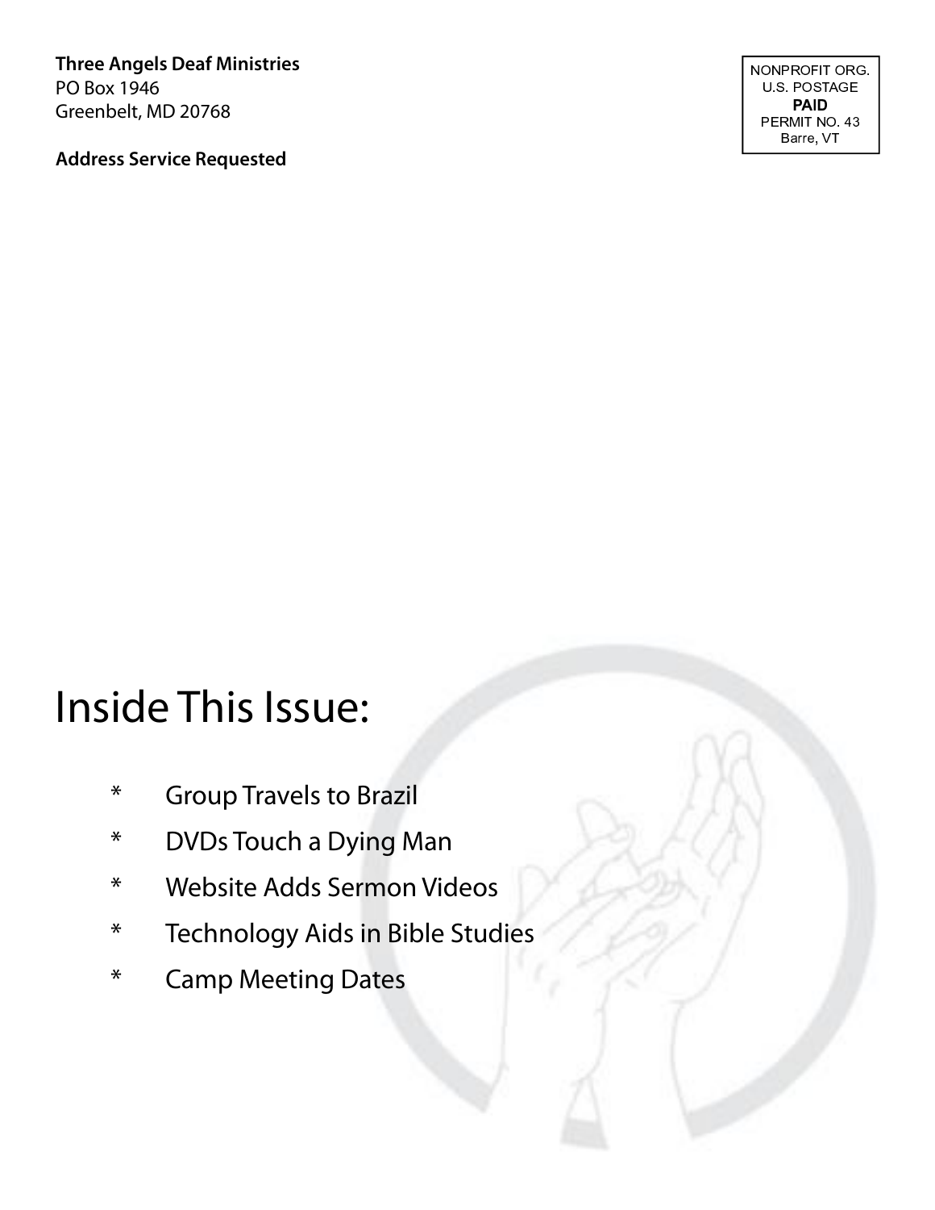**Three Angels Deaf Ministries**
PO Box 1946
Greenbelt, MD 20768

**Address Service Requested**

NONPROFIT ORG.
U.S. POSTAGE
**PAID**
PERMIT NO. 43
Barre, VT

# Inside This Issue:

* Group Travels to Brazil
* DVDs Touch a Dying Man
* Website Adds Sermon Videos
* Technology Aids in Bible Studies
* Camp Meeting Dates